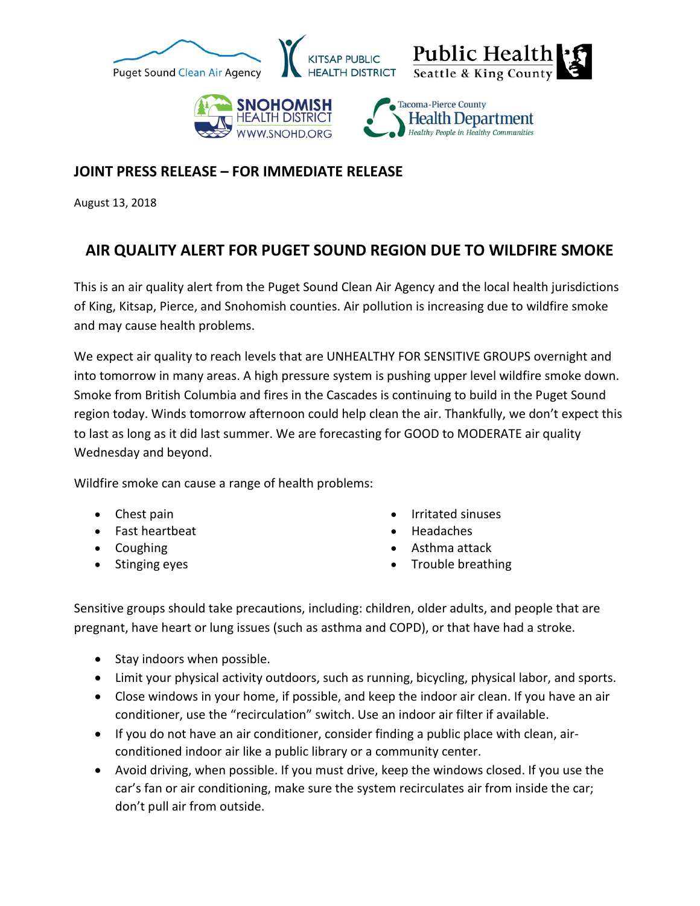**JOINT PRESS RELEASE – FOR IMMEDIATE RELEASE**

August 13, 2018

# AIR QUALITY ALERT FOR PUGET SOUND REGION DUE TO WILDFIRE SMOKE

This is an air quality alert from the Puget Sound Clean Air Agency and the local health jurisdictions of King, Kitsap, Pierce, and Snohomish counties. Air pollution is increasing due to wildfire smoke and may cause health problems.

We expect air quality to reach levels that are UNHEALTHY FOR SENSITIVE GROUPS overnight and into tomorrow in many areas. A high pressure system is pushing upper level wildfire smoke down. Smoke from British Columbia and fires in the Cascades is continuing to build in the Puget Sound region today. Winds tomorrow afternoon could help clean the air. Thankfully, we don't expect this to last as long as it did last summer. We are forecasting for GOOD to MODERATE air quality Wednesday and beyond.

Wildfire smoke can cause a range of health problems:

- Chest pain
- Fast heartbeat
- Coughing
- Stinging eyes
- Irritated sinuses
- Headaches
- Asthma attack
- Trouble breathing

Sensitive groups should take precautions, including: children, older adults, and people that are pregnant, have heart or lung issues (such as asthma and COPD), or that have had a stroke.

- Stay indoors when possible.
- Limit your physical activity outdoors, such as running, bicycling, physical labor, and sports.
- Close windows in your home, if possible, and keep the indoor air clean. If you have an air conditioner, use the "recirculation" switch. Use an indoor air filter if available.
- If you do not have an air conditioner, consider finding a public place with clean, air-conditioned indoor air like a public library or a community center.
- Avoid driving, when possible. If you must drive, keep the windows closed. If you use the car's fan or air conditioning, make sure the system recirculates air from inside the car; don't pull air from outside.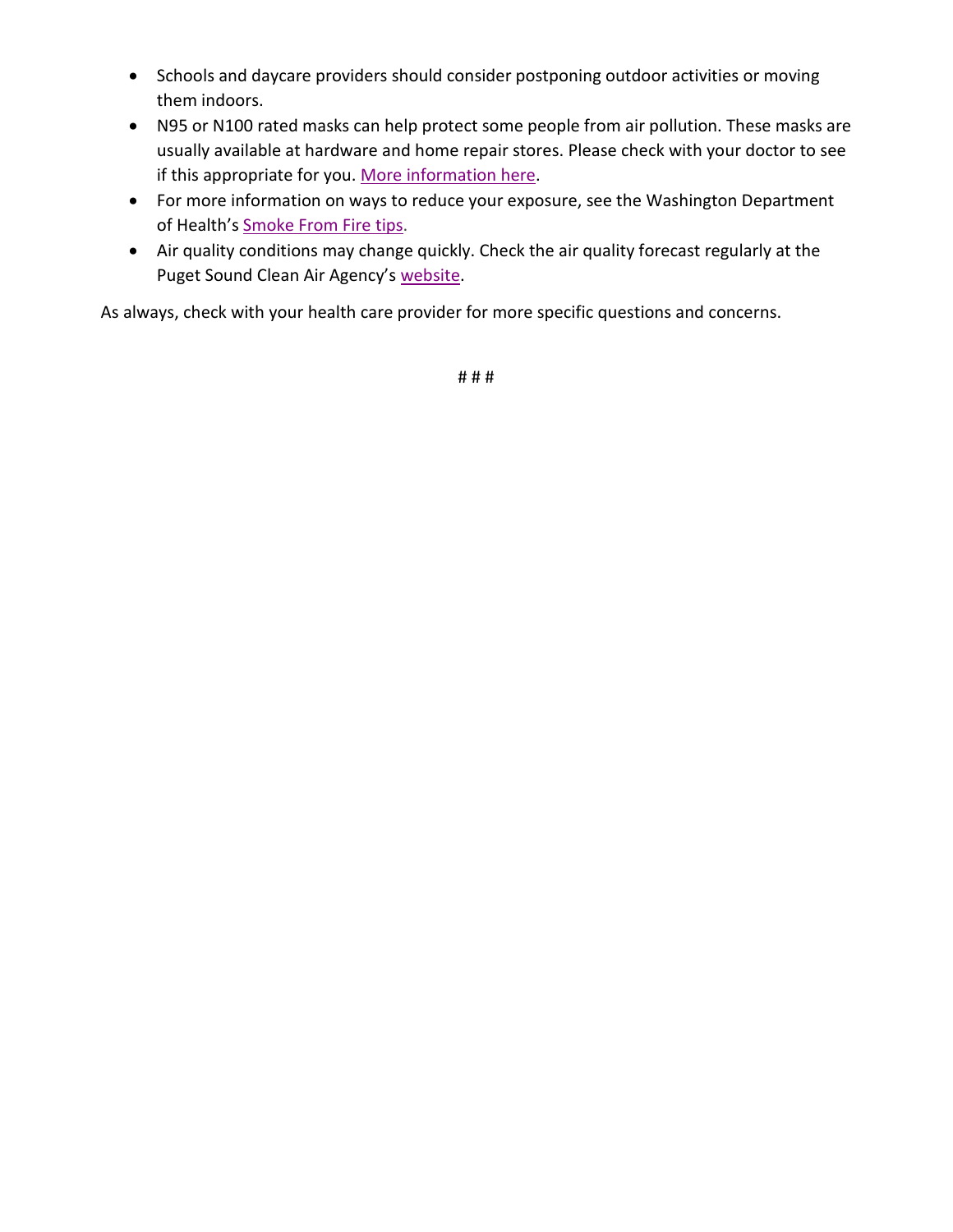- Schools and daycare providers should consider postponing outdoor activities or moving them indoors.
- N95 or N100 rated masks can help protect some people from air pollution. These masks are usually available at hardware and home repair stores. Please check with your doctor to see if this appropriate for you. More information here.
- For more information on ways to reduce your exposure, see the Washington Department of Health's Smoke From Fire tips.
- Air quality conditions may change quickly. Check the air quality forecast regularly at the Puget Sound Clean Air Agency's website.

As always, check with your health care provider for more specific questions and concerns.

# # #